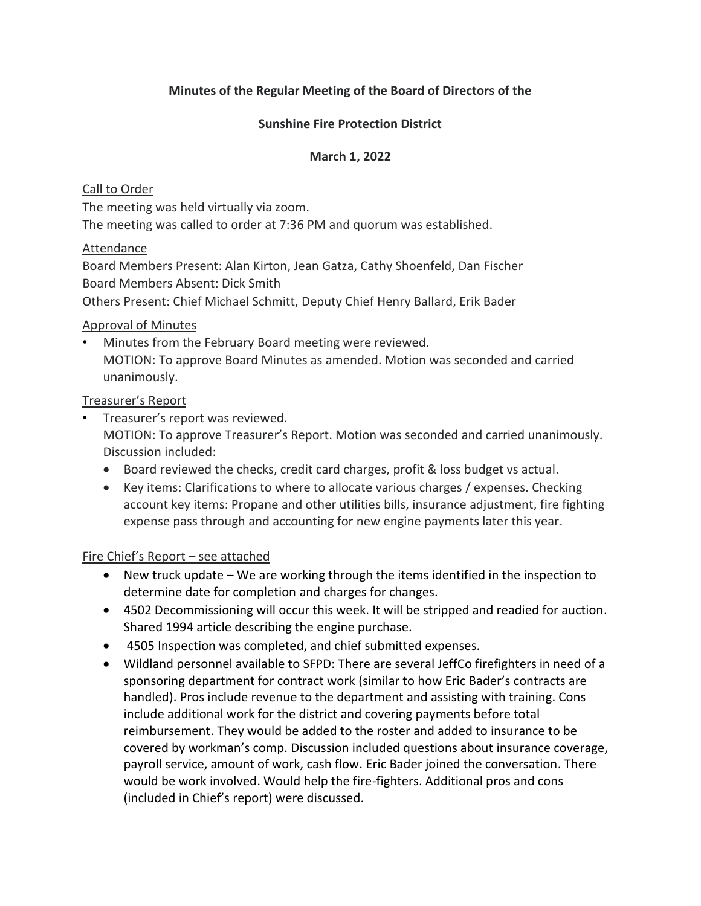**Minutes of the Regular Meeting of the Board of Directors of the**

**Sunshine Fire Protection District**

**March 1, 2022**

Call to Order

The meeting was held virtually via zoom.
The meeting was called to order at 7:36 PM and quorum was established.

Attendance

Board Members Present: Alan Kirton, Jean Gatza, Cathy Shoenfeld, Dan Fischer
Board Members Absent: Dick Smith
Others Present: Chief Michael Schmitt, Deputy Chief Henry Ballard, Erik Bader

Approval of Minutes

- Minutes from the February Board meeting were reviewed.
  MOTION: To approve Board Minutes as amended. Motion was seconded and carried unanimously.

Treasurer's Report

- Treasurer's report was reviewed.
  MOTION: To approve Treasurer's Report. Motion was seconded and carried unanimously.
  Discussion included:
  - Board reviewed the checks, credit card charges, profit & loss budget vs actual.
  - Key items: Clarifications to where to allocate various charges / expenses. Checking account key items: Propane and other utilities bills, insurance adjustment, fire fighting expense pass through and accounting for new engine payments later this year.

Fire Chief's Report – see attached

- New truck update – We are working through the items identified in the inspection to determine date for completion and charges for changes.
- 4502 Decommissioning will occur this week. It will be stripped and readied for auction. Shared 1994 article describing the engine purchase.
- 4505 Inspection was completed, and chief submitted expenses.
- Wildland personnel available to SFPD: There are several JeffCo firefighters in need of a sponsoring department for contract work (similar to how Eric Bader's contracts are handled). Pros include revenue to the department and assisting with training. Cons include additional work for the district and covering payments before total reimbursement. They would be added to the roster and added to insurance to be covered by workman's comp. Discussion included questions about insurance coverage, payroll service, amount of work, cash flow. Eric Bader joined the conversation. There would be work involved. Would help the fire-fighters. Additional pros and cons (included in Chief's report) were discussed.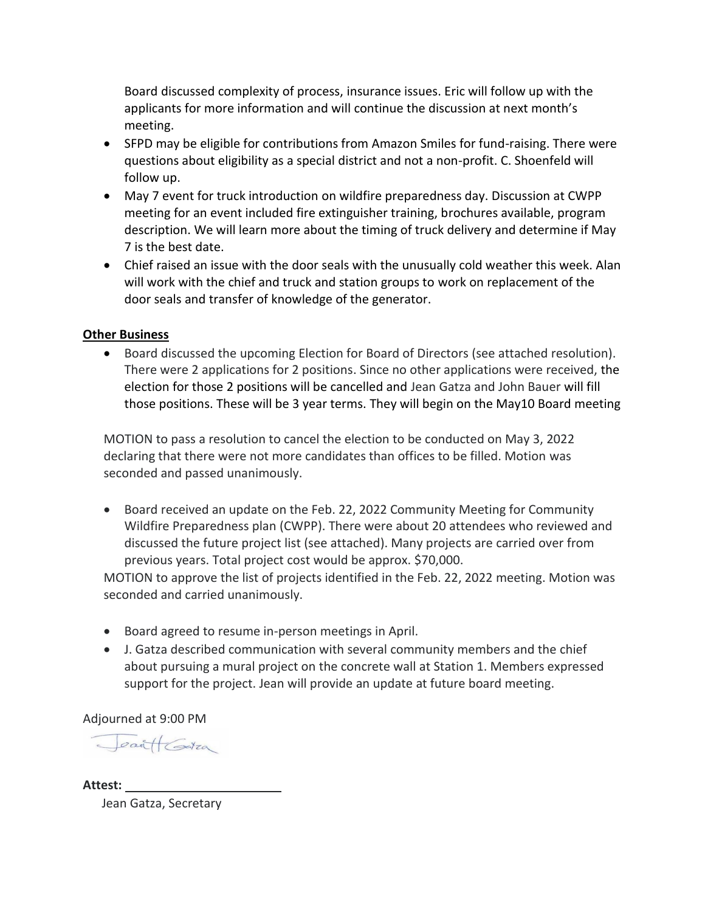Board discussed complexity of process, insurance issues. Eric will follow up with the applicants for more information and will continue the discussion at next month's meeting.

- SFPD may be eligible for contributions from Amazon Smiles for fund-raising. There were questions about eligibility as a special district and not a non-profit. C. Shoenfeld will follow up.
- May 7 event for truck introduction on wildfire preparedness day. Discussion at CWPP meeting for an event included fire extinguisher training, brochures available, program description. We will learn more about the timing of truck delivery and determine if May 7 is the best date.
- Chief raised an issue with the door seals with the unusually cold weather this week. Alan will work with the chief and truck and station groups to work on replacement of the door seals and transfer of knowledge of the generator.

**Other Business**

- Board discussed the upcoming Election for Board of Directors (see attached resolution). There were 2 applications for 2 positions. Since no other applications were received, the election for those 2 positions will be cancelled and Jean Gatza and John Bauer will fill those positions. These will be 3 year terms. They will begin on the May10 Board meeting

MOTION to pass a resolution to cancel the election to be conducted on May 3, 2022 declaring that there were not more candidates than offices to be filled. Motion was seconded and passed unanimously.

- Board received an update on the Feb. 22, 2022 Community Meeting for Community Wildfire Preparedness plan (CWPP). There were about 20 attendees who reviewed and discussed the future project list (see attached). Many projects are carried over from previous years. Total project cost would be approx. $70,000.

MOTION to approve the list of projects identified in the Feb. 22, 2022 meeting. Motion was seconded and carried unanimously.

- Board agreed to resume in-person meetings in April.
- J. Gatza described communication with several community members and the chief about pursuing a mural project on the concrete wall at Station 1. Members expressed support for the project. Jean will provide an update at future board meeting.

Adjourned at 9:00 PM

**Attest:** ______________________

Jean Gatza, Secretary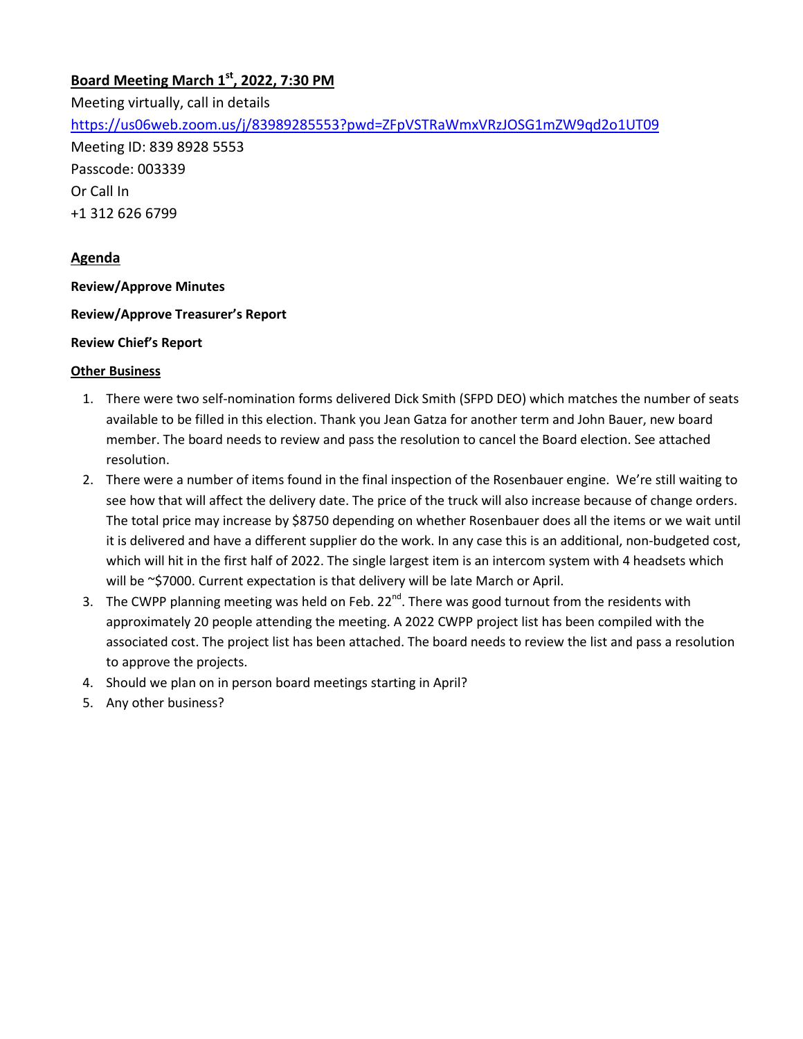## Board Meeting March 1st, 2022, 7:30 PM

Meeting virtually, call in details

https://us06web.zoom.us/j/83989285553?pwd=ZFpVSTRaWmxVRzJOSG1mZW9qd2o1UT09

Meeting ID: 839 8928 5553

Passcode: 003339

Or Call In

+1 312 626 6799

## Agenda

**Review/Approve Minutes**

**Review/Approve Treasurer's Report**

**Review Chief's Report**

### Other Business

1. There were two self-nomination forms delivered Dick Smith (SFPD DEO) which matches the number of seats available to be filled in this election. Thank you Jean Gatza for another term and John Bauer, new board member. The board needs to review and pass the resolution to cancel the Board election. See attached resolution.
2. There were a number of items found in the final inspection of the Rosenbauer engine. We're still waiting to see how that will affect the delivery date. The price of the truck will also increase because of change orders. The total price may increase by $8750 depending on whether Rosenbauer does all the items or we wait until it is delivered and have a different supplier do the work. In any case this is an additional, non-budgeted cost, which will hit in the first half of 2022. The single largest item is an intercom system with 4 headsets which will be ~$7000. Current expectation is that delivery will be late March or April.
3. The CWPP planning meeting was held on Feb. 22nd. There was good turnout from the residents with approximately 20 people attending the meeting. A 2022 CWPP project list has been compiled with the associated cost. The project list has been attached. The board needs to review the list and pass a resolution to approve the projects.
4. Should we plan on in person board meetings starting in April?
5. Any other business?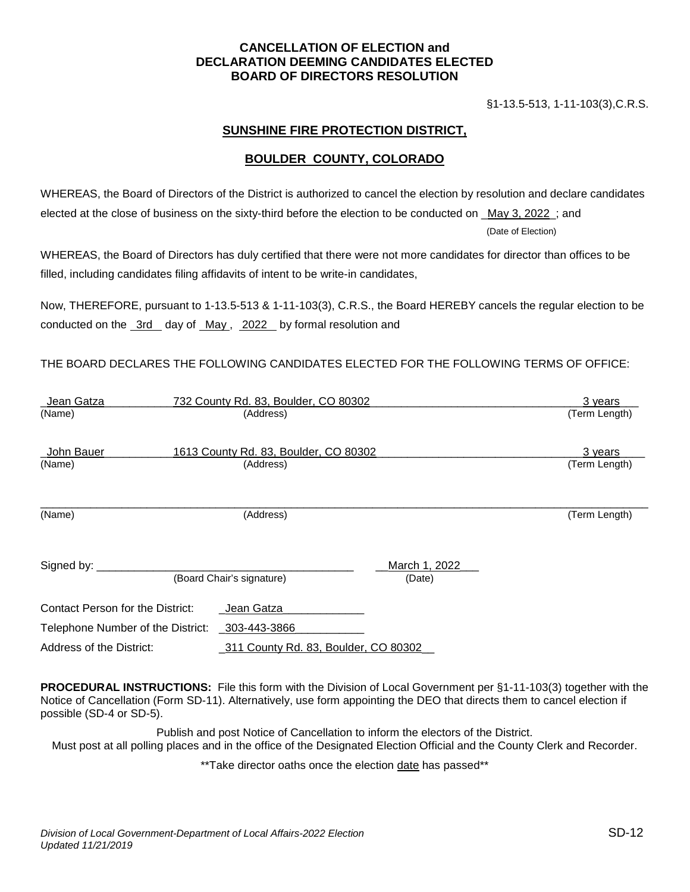**CANCELLATION OF ELECTION and**
**DECLARATION DEEMING CANDIDATES ELECTED**
**BOARD OF DIRECTORS RESOLUTION**

§1-13.5-513, 1-11-103(3),C.R.S.

**SUNSHINE FIRE PROTECTION DISTRICT,**

**BOULDER COUNTY, COLORADO**

WHEREAS, the Board of Directors of the District is authorized to cancel the election by resolution and declare candidates elected at the close of business on the sixty-third before the election to be conducted on May 3, 2022 ; and
(Date of Election)

WHEREAS, the Board of Directors has duly certified that there were not more candidates for director than offices to be filled, including candidates filing affidavits of intent to be write-in candidates,

Now, THEREFORE, pursuant to 1-13.5-513 & 1-11-103(3), C.R.S., the Board HEREBY cancels the regular election to be conducted on the 3rd day of May , 2022 by formal resolution and

THE BOARD DECLARES THE FOLLOWING CANDIDATES ELECTED FOR THE FOLLOWING TERMS OF OFFICE:

| (Name) | (Address) | (Term Length) |
|---|---|---|
| Jean Gatza | 732 County Rd. 83, Boulder, CO 80302 | 3 years |
| John Bauer | 1613 County Rd. 83, Boulder, CO 80302 | 3 years |
| | | |

Signed by: ______________________________ (Board Chair's signature)    March 1, 2022 (Date)

Contact Person for the District: Jean Gatza

Telephone Number of the District: 303-443-3866

Address of the District: 311 County Rd. 83, Boulder, CO 80302

**PROCEDURAL INSTRUCTIONS:** File this form with the Division of Local Government per §1-11-103(3) together with the Notice of Cancellation (Form SD-11). Alternatively, use form appointing the DEO that directs them to cancel election if possible (SD-4 or SD-5).

Publish and post Notice of Cancellation to inform the electors of the District.
Must post at all polling places and in the office of the Designated Election Official and the County Clerk and Recorder.

**Take director oaths once the election date has passed**

*Division of Local Government-Department of Local Affairs-2022 Election*
*Updated 11/21/2019*

SD-12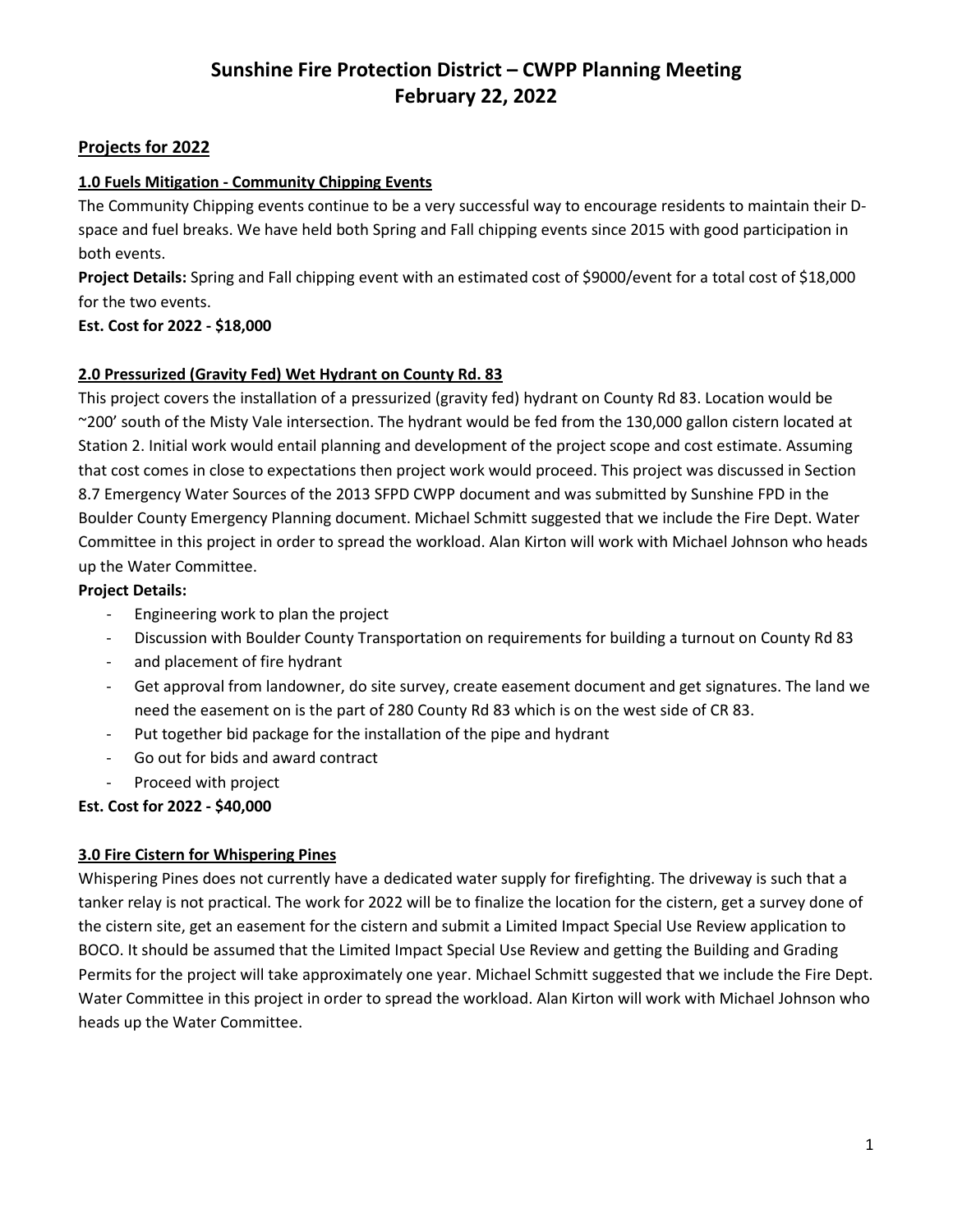# Sunshine Fire Protection District – CWPP Planning Meeting
# February 22, 2022

## Projects for 2022

### 1.0 Fuels Mitigation - Community Chipping Events

The Community Chipping events continue to be a very successful way to encourage residents to maintain their D-space and fuel breaks. We have held both Spring and Fall chipping events since 2015 with good participation in both events.

**Project Details:** Spring and Fall chipping event with an estimated cost of $9000/event for a total cost of $18,000 for the two events.

**Est. Cost for 2022 - $18,000**

### 2.0 Pressurized (Gravity Fed) Wet Hydrant on County Rd. 83

This project covers the installation of a pressurized (gravity fed) hydrant on County Rd 83. Location would be ~200' south of the Misty Vale intersection. The hydrant would be fed from the 130,000 gallon cistern located at Station 2. Initial work would entail planning and development of the project scope and cost estimate. Assuming that cost comes in close to expectations then project work would proceed. This project was discussed in Section 8.7 Emergency Water Sources of the 2013 SFPD CWPP document and was submitted by Sunshine FPD in the Boulder County Emergency Planning document. Michael Schmitt suggested that we include the Fire Dept. Water Committee in this project in order to spread the workload. Alan Kirton will work with Michael Johnson who heads up the Water Committee.

**Project Details:**

- Engineering work to plan the project
- Discussion with Boulder County Transportation on requirements for building a turnout on County Rd 83
- and placement of fire hydrant
- Get approval from landowner, do site survey, create easement document and get signatures. The land we need the easement on is the part of 280 County Rd 83 which is on the west side of CR 83.
- Put together bid package for the installation of the pipe and hydrant
- Go out for bids and award contract
- Proceed with project

**Est. Cost for 2022 - $40,000**

### 3.0 Fire Cistern for Whispering Pines

Whispering Pines does not currently have a dedicated water supply for firefighting. The driveway is such that a tanker relay is not practical. The work for 2022 will be to finalize the location for the cistern, get a survey done of the cistern site, get an easement for the cistern and submit a Limited Impact Special Use Review application to BOCO. It should be assumed that the Limited Impact Special Use Review and getting the Building and Grading Permits for the project will take approximately one year. Michael Schmitt suggested that we include the Fire Dept. Water Committee in this project in order to spread the workload. Alan Kirton will work with Michael Johnson who heads up the Water Committee.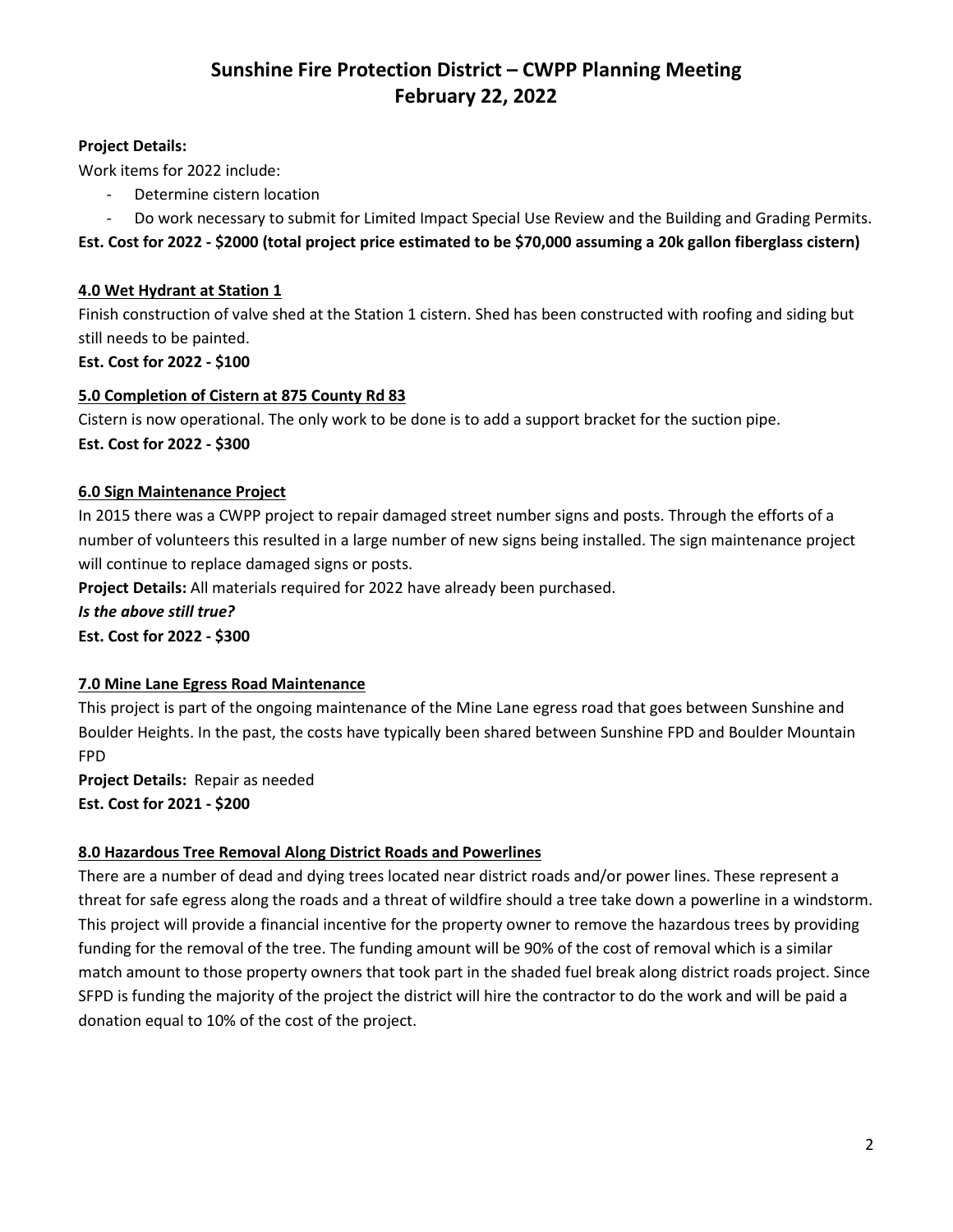**Project Details:**

Work items for 2022 include:

- Determine cistern location
- Do work necessary to submit for Limited Impact Special Use Review and the Building and Grading Permits.

**Est. Cost for 2022 - $2000 (total project price estimated to be $70,000 assuming a 20k gallon fiberglass cistern)**

## 4.0 Wet Hydrant at Station 1

Finish construction of valve shed at the Station 1 cistern. Shed has been constructed with roofing and siding but still needs to be painted.

**Est. Cost for 2022 - $100**

## 5.0 Completion of Cistern at 875 County Rd 83

Cistern is now operational. The only work to be done is to add a support bracket for the suction pipe.

**Est. Cost for 2022 - $300**

## 6.0 Sign Maintenance Project

In 2015 there was a CWPP project to repair damaged street number signs and posts. Through the efforts of a number of volunteers this resulted in a large number of new signs being installed. The sign maintenance project will continue to replace damaged signs or posts.

**Project Details:** All materials required for 2022 have already been purchased.

***Is the above still true?***

**Est. Cost for 2022 - $300**

## 7.0 Mine Lane Egress Road Maintenance

This project is part of the ongoing maintenance of the Mine Lane egress road that goes between Sunshine and Boulder Heights. In the past, the costs have typically been shared between Sunshine FPD and Boulder Mountain FPD

**Project Details:** Repair as needed

**Est. Cost for 2021 - $200**

## 8.0 Hazardous Tree Removal Along District Roads and Powerlines

There are a number of dead and dying trees located near district roads and/or power lines. These represent a threat for safe egress along the roads and a threat of wildfire should a tree take down a powerline in a windstorm. This project will provide a financial incentive for the property owner to remove the hazardous trees by providing funding for the removal of the tree. The funding amount will be 90% of the cost of removal which is a similar match amount to those property owners that took part in the shaded fuel break along district roads project. Since SFPD is funding the majority of the project the district will hire the contractor to do the work and will be paid a donation equal to 10% of the cost of the project.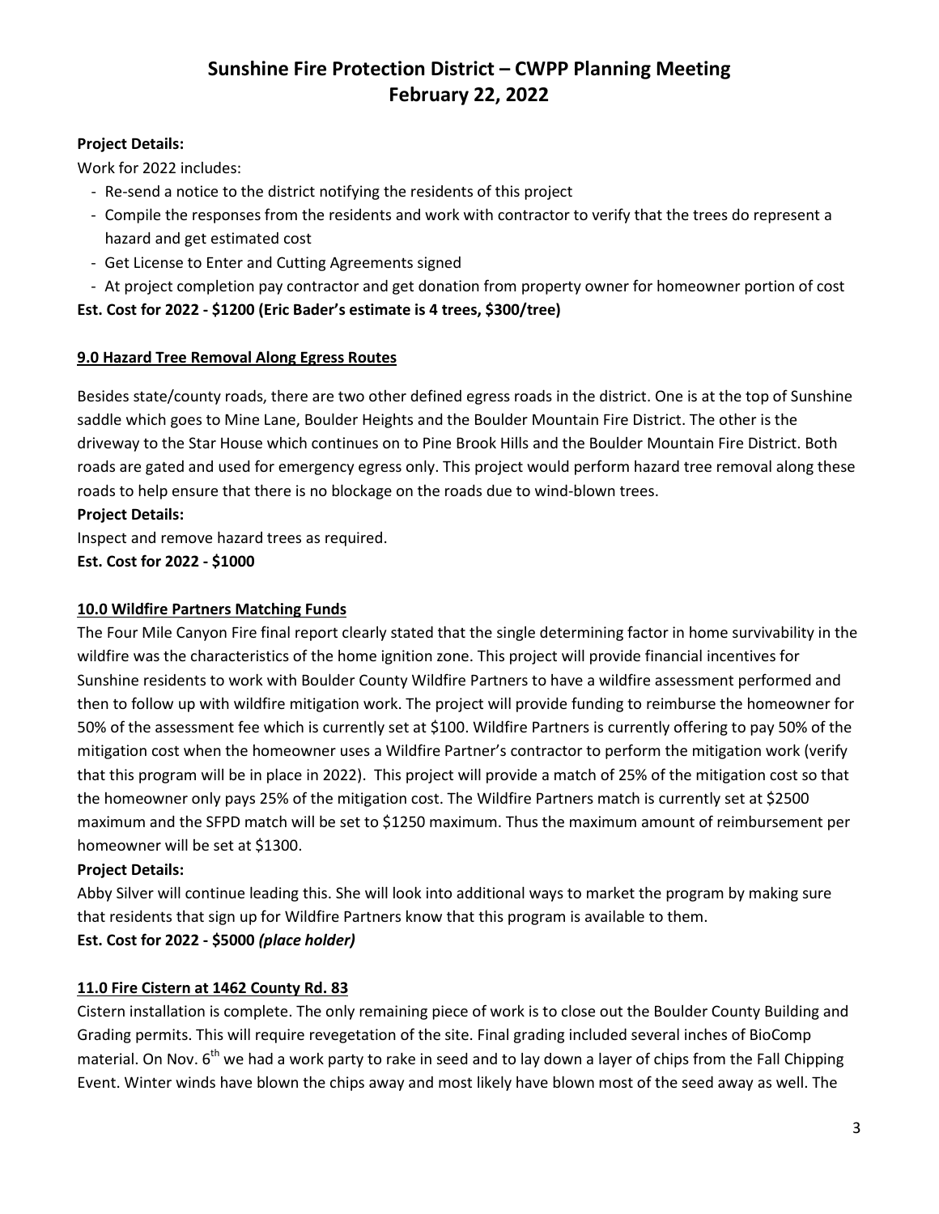# Sunshine Fire Protection District – CWPP Planning Meeting
# February 22, 2022

**Project Details:**

Work for 2022 includes:

- Re-send a notice to the district notifying the residents of this project
- Compile the responses from the residents and work with contractor to verify that the trees do represent a hazard and get estimated cost
- Get License to Enter and Cutting Agreements signed
- At project completion pay contractor and get donation from property owner for homeowner portion of cost

**Est. Cost for 2022 - $1200 (Eric Bader's estimate is 4 trees, $300/tree)**

## 9.0 Hazard Tree Removal Along Egress Routes

Besides state/county roads, there are two other defined egress roads in the district. One is at the top of Sunshine saddle which goes to Mine Lane, Boulder Heights and the Boulder Mountain Fire District. The other is the driveway to the Star House which continues on to Pine Brook Hills and the Boulder Mountain Fire District. Both roads are gated and used for emergency egress only. This project would perform hazard tree removal along these roads to help ensure that there is no blockage on the roads due to wind-blown trees.

**Project Details:**

Inspect and remove hazard trees as required.

**Est. Cost for 2022 - $1000**

## 10.0 Wildfire Partners Matching Funds

The Four Mile Canyon Fire final report clearly stated that the single determining factor in home survivability in the wildfire was the characteristics of the home ignition zone. This project will provide financial incentives for Sunshine residents to work with Boulder County Wildfire Partners to have a wildfire assessment performed and then to follow up with wildfire mitigation work. The project will provide funding to reimburse the homeowner for 50% of the assessment fee which is currently set at $100. Wildfire Partners is currently offering to pay 50% of the mitigation cost when the homeowner uses a Wildfire Partner's contractor to perform the mitigation work (verify that this program will be in place in 2022). This project will provide a match of 25% of the mitigation cost so that the homeowner only pays 25% of the mitigation cost. The Wildfire Partners match is currently set at $2500 maximum and the SFPD match will be set to $1250 maximum. Thus the maximum amount of reimbursement per homeowner will be set at $1300.

**Project Details:**

Abby Silver will continue leading this. She will look into additional ways to market the program by making sure that residents that sign up for Wildfire Partners know that this program is available to them.

**Est. Cost for 2022 - $5000 *(place holder)***

## 11.0 Fire Cistern at 1462 County Rd. 83

Cistern installation is complete. The only remaining piece of work is to close out the Boulder County Building and Grading permits. This will require revegetation of the site. Final grading included several inches of BioComp material. On Nov. 6th we had a work party to rake in seed and to lay down a layer of chips from the Fall Chipping Event. Winter winds have blown the chips away and most likely have blown most of the seed away as well. The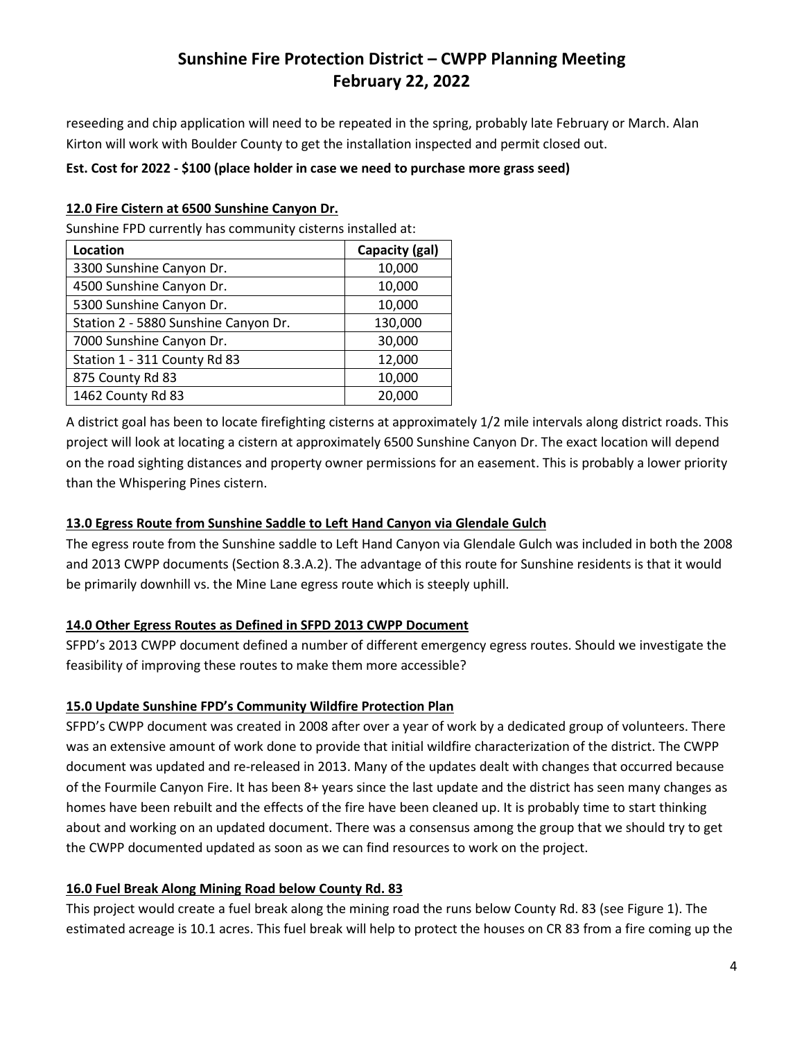reseeding and chip application will need to be repeated in the spring, probably late February or March. Alan Kirton will work with Boulder County to get the installation inspected and permit closed out.

**Est. Cost for 2022 - $100 (place holder in case we need to purchase more grass seed)**

### 12.0 Fire Cistern at 6500 Sunshine Canyon Dr.

Sunshine FPD currently has community cisterns installed at:

| Location | Capacity (gal) |
|---|---|
| 3300 Sunshine Canyon Dr. | 10,000 |
| 4500 Sunshine Canyon Dr. | 10,000 |
| 5300 Sunshine Canyon Dr. | 10,000 |
| Station 2 - 5880 Sunshine Canyon Dr. | 130,000 |
| 7000 Sunshine Canyon Dr. | 30,000 |
| Station 1 - 311 County Rd 83 | 12,000 |
| 875 County Rd 83 | 10,000 |
| 1462 County Rd 83 | 20,000 |

A district goal has been to locate firefighting cisterns at approximately 1/2 mile intervals along district roads. This project will look at locating a cistern at approximately 6500 Sunshine Canyon Dr. The exact location will depend on the road sighting distances and property owner permissions for an easement. This is probably a lower priority than the Whispering Pines cistern.

### 13.0 Egress Route from Sunshine Saddle to Left Hand Canyon via Glendale Gulch

The egress route from the Sunshine saddle to Left Hand Canyon via Glendale Gulch was included in both the 2008 and 2013 CWPP documents (Section 8.3.A.2). The advantage of this route for Sunshine residents is that it would be primarily downhill vs. the Mine Lane egress route which is steeply uphill.

### 14.0 Other Egress Routes as Defined in SFPD 2013 CWPP Document

SFPD's 2013 CWPP document defined a number of different emergency egress routes. Should we investigate the feasibility of improving these routes to make them more accessible?

### 15.0 Update Sunshine FPD's Community Wildfire Protection Plan

SFPD's CWPP document was created in 2008 after over a year of work by a dedicated group of volunteers. There was an extensive amount of work done to provide that initial wildfire characterization of the district. The CWPP document was updated and re-released in 2013. Many of the updates dealt with changes that occurred because of the Fourmile Canyon Fire. It has been 8+ years since the last update and the district has seen many changes as homes have been rebuilt and the effects of the fire have been cleaned up. It is probably time to start thinking about and working on an updated document. There was a consensus among the group that we should try to get the CWPP documented updated as soon as we can find resources to work on the project.

### 16.0 Fuel Break Along Mining Road below County Rd. 83

This project would create a fuel break along the mining road the runs below County Rd. 83 (see Figure 1). The estimated acreage is 10.1 acres. This fuel break will help to protect the houses on CR 83 from a fire coming up the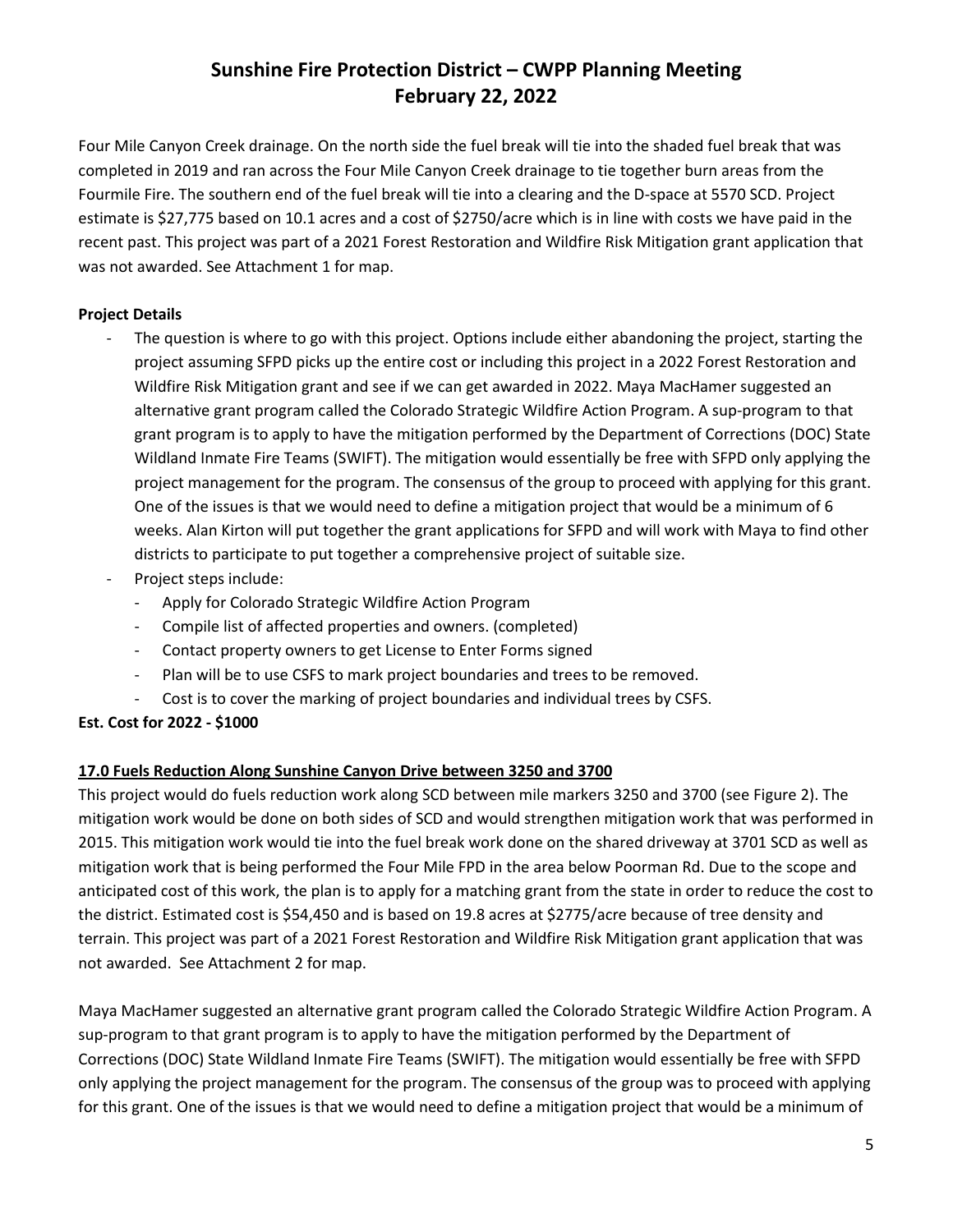Four Mile Canyon Creek drainage. On the north side the fuel break will tie into the shaded fuel break that was completed in 2019 and ran across the Four Mile Canyon Creek drainage to tie together burn areas from the Fourmile Fire. The southern end of the fuel break will tie into a clearing and the D-space at 5570 SCD. Project estimate is $27,775 based on 10.1 acres and a cost of $2750/acre which is in line with costs we have paid in the recent past. This project was part of a 2021 Forest Restoration and Wildfire Risk Mitigation grant application that was not awarded. See Attachment 1 for map.

**Project Details**

- The question is where to go with this project. Options include either abandoning the project, starting the project assuming SFPD picks up the entire cost or including this project in a 2022 Forest Restoration and Wildfire Risk Mitigation grant and see if we can get awarded in 2022. Maya MacHamer suggested an alternative grant program called the Colorado Strategic Wildfire Action Program. A sup-program to that grant program is to apply to have the mitigation performed by the Department of Corrections (DOC) State Wildland Inmate Fire Teams (SWIFT). The mitigation would essentially be free with SFPD only applying the project management for the program. The consensus of the group to proceed with applying for this grant. One of the issues is that we would need to define a mitigation project that would be a minimum of 6 weeks. Alan Kirton will put together the grant applications for SFPD and will work with Maya to find other districts to participate to put together a comprehensive project of suitable size.
- Project steps include:
  - Apply for Colorado Strategic Wildfire Action Program
  - Compile list of affected properties and owners. (completed)
  - Contact property owners to get License to Enter Forms signed
  - Plan will be to use CSFS to mark project boundaries and trees to be removed.
  - Cost is to cover the marking of project boundaries and individual trees by CSFS.

**Est. Cost for 2022 - $1000**

**17.0 Fuels Reduction Along Sunshine Canyon Drive between 3250 and 3700**

This project would do fuels reduction work along SCD between mile markers 3250 and 3700 (see Figure 2). The mitigation work would be done on both sides of SCD and would strengthen mitigation work that was performed in 2015. This mitigation work would tie into the fuel break work done on the shared driveway at 3701 SCD as well as mitigation work that is being performed the Four Mile FPD in the area below Poorman Rd. Due to the scope and anticipated cost of this work, the plan is to apply for a matching grant from the state in order to reduce the cost to the district. Estimated cost is $54,450 and is based on 19.8 acres at $2775/acre because of tree density and terrain. This project was part of a 2021 Forest Restoration and Wildfire Risk Mitigation grant application that was not awarded. See Attachment 2 for map.

Maya MacHamer suggested an alternative grant program called the Colorado Strategic Wildfire Action Program. A sup-program to that grant program is to apply to have the mitigation performed by the Department of Corrections (DOC) State Wildland Inmate Fire Teams (SWIFT). The mitigation would essentially be free with SFPD only applying the project management for the program. The consensus of the group was to proceed with applying for this grant. One of the issues is that we would need to define a mitigation project that would be a minimum of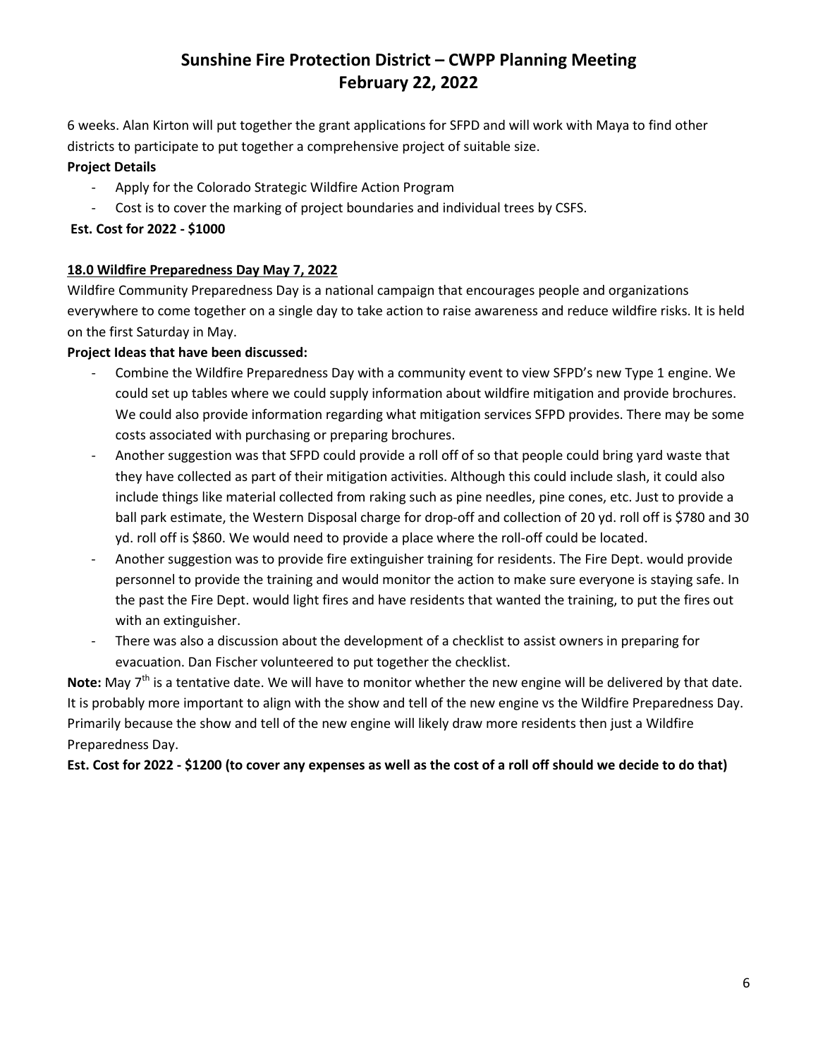6 weeks. Alan Kirton will put together the grant applications for SFPD and will work with Maya to find other districts to participate to put together a comprehensive project of suitable size.

**Project Details**

- Apply for the Colorado Strategic Wildfire Action Program
- Cost is to cover the marking of project boundaries and individual trees by CSFS.

**Est. Cost for 2022 - $1000**

**18.0 Wildfire Preparedness Day May 7, 2022**

Wildfire Community Preparedness Day is a national campaign that encourages people and organizations everywhere to come together on a single day to take action to raise awareness and reduce wildfire risks. It is held on the first Saturday in May.

**Project Ideas that have been discussed:**

- Combine the Wildfire Preparedness Day with a community event to view SFPD's new Type 1 engine. We could set up tables where we could supply information about wildfire mitigation and provide brochures. We could also provide information regarding what mitigation services SFPD provides. There may be some costs associated with purchasing or preparing brochures.
- Another suggestion was that SFPD could provide a roll off of so that people could bring yard waste that they have collected as part of their mitigation activities. Although this could include slash, it could also include things like material collected from raking such as pine needles, pine cones, etc. Just to provide a ball park estimate, the Western Disposal charge for drop-off and collection of 20 yd. roll off is $780 and 30 yd. roll off is $860. We would need to provide a place where the roll-off could be located.
- Another suggestion was to provide fire extinguisher training for residents. The Fire Dept. would provide personnel to provide the training and would monitor the action to make sure everyone is staying safe. In the past the Fire Dept. would light fires and have residents that wanted the training, to put the fires out with an extinguisher.
- There was also a discussion about the development of a checklist to assist owners in preparing for evacuation. Dan Fischer volunteered to put together the checklist.

**Note:** May 7th is a tentative date. We will have to monitor whether the new engine will be delivered by that date. It is probably more important to align with the show and tell of the new engine vs the Wildfire Preparedness Day. Primarily because the show and tell of the new engine will likely draw more residents then just a Wildfire Preparedness Day.

**Est. Cost for 2022 - $1200 (to cover any expenses as well as the cost of a roll off should we decide to do that)**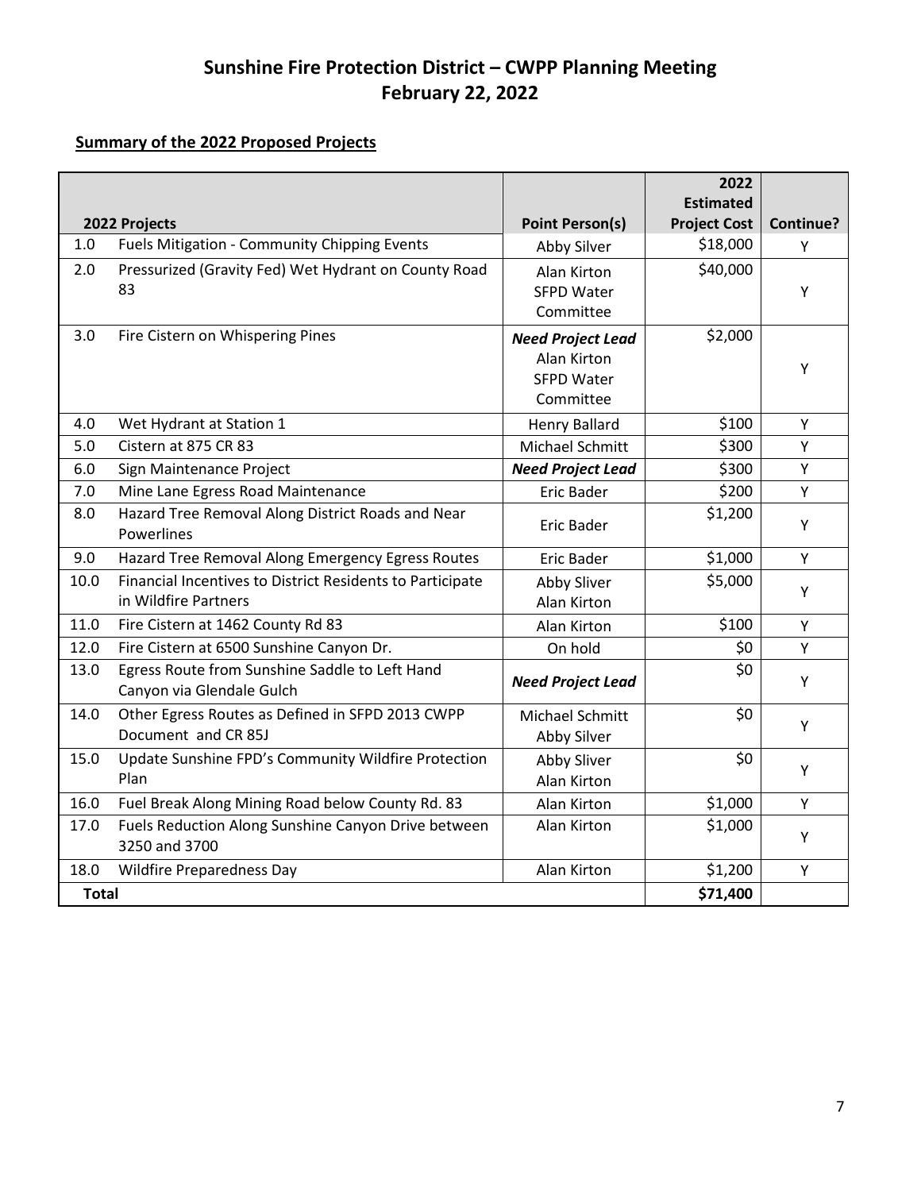# Sunshine Fire Protection District – CWPP Planning Meeting
# February 22, 2022

**Summary of the 2022 Proposed Projects**

| | 2022 Projects | Point Person(s) | 2022 Estimated Project Cost | Continue? |
|---|---|---|---|---|
| 1.0 | Fuels Mitigation - Community Chipping Events | Abby Silver | \$18,000 | Y |
| 2.0 | Pressurized (Gravity Fed) Wet Hydrant on County Road 83 | Alan Kirton<br>SFPD Water Committee | \$40,000 | Y |
| 3.0 | Fire Cistern on Whispering Pines | ***Need Project Lead***<br>Alan Kirton<br>SFPD Water Committee | \$2,000 | Y |
| 4.0 | Wet Hydrant at Station 1 | Henry Ballard | \$100 | Y |
| 5.0 | Cistern at 875 CR 83 | Michael Schmitt | \$300 | Y |
| 6.0 | Sign Maintenance Project | ***Need Project Lead*** | \$300 | Y |
| 7.0 | Mine Lane Egress Road Maintenance | Eric Bader | \$200 | Y |
| 8.0 | Hazard Tree Removal Along District Roads and Near Powerlines | Eric Bader | \$1,200 | Y |
| 9.0 | Hazard Tree Removal Along Emergency Egress Routes | Eric Bader | \$1,000 | Y |
| 10.0 | Financial Incentives to District Residents to Participate in Wildfire Partners | Abby Sliver<br>Alan Kirton | \$5,000 | Y |
| 11.0 | Fire Cistern at 1462 County Rd 83 | Alan Kirton | \$100 | Y |
| 12.0 | Fire Cistern at 6500 Sunshine Canyon Dr. | On hold | \$0 | Y |
| 13.0 | Egress Route from Sunshine Saddle to Left Hand Canyon via Glendale Gulch | ***Need Project Lead*** | \$0 | Y |
| 14.0 | Other Egress Routes as Defined in SFPD 2013 CWPP Document and CR 85J | Michael Schmitt<br>Abby Silver | \$0 | Y |
| 15.0 | Update Sunshine FPD's Community Wildfire Protection Plan | Abby Sliver<br>Alan Kirton | \$0 | Y |
| 16.0 | Fuel Break Along Mining Road below County Rd. 83 | Alan Kirton | \$1,000 | Y |
| 17.0 | Fuels Reduction Along Sunshine Canyon Drive between 3250 and 3700 | Alan Kirton | \$1,000 | Y |
| 18.0 | Wildfire Preparedness Day | Alan Kirton | \$1,200 | Y |
| **Total** | | | **\$71,400** | |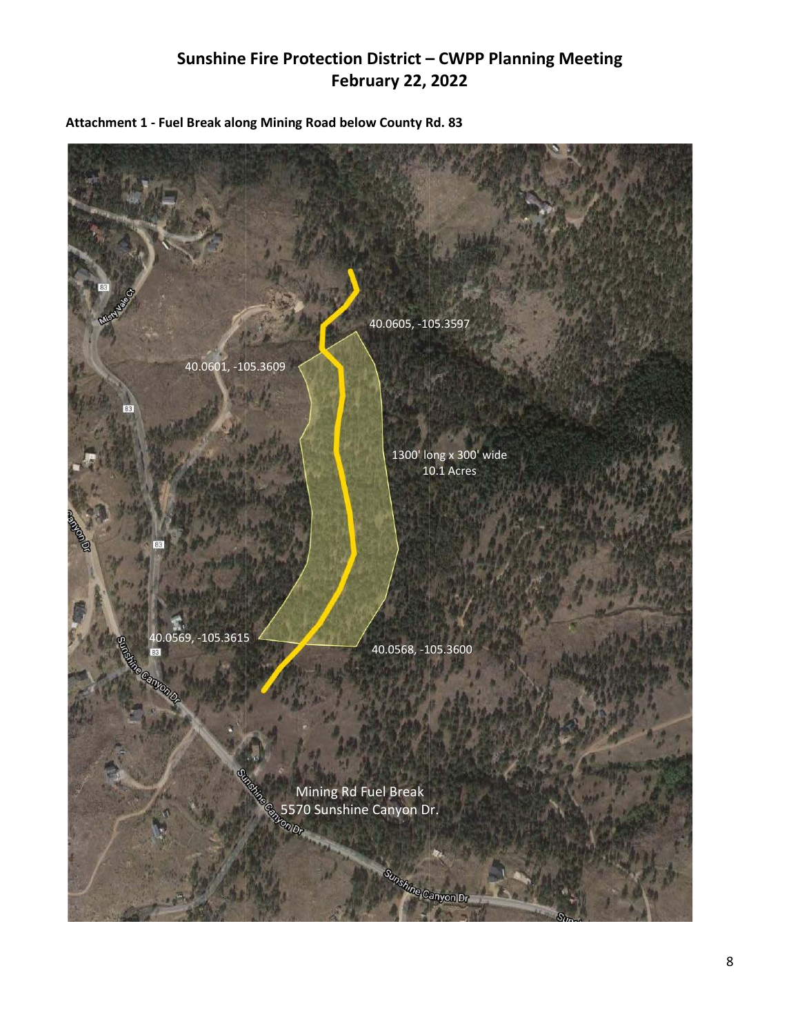**Attachment 1 - Fuel Break along Mining Road below County Rd. 83**

40.0605, -105.3597

40.0601, -105.3609

1300' long x 300' wide
10.1 Acres

40.0569, -105.3615

40.0568, -105.3600

Mining Rd Fuel Break
5570 Sunshine Canyon Dr.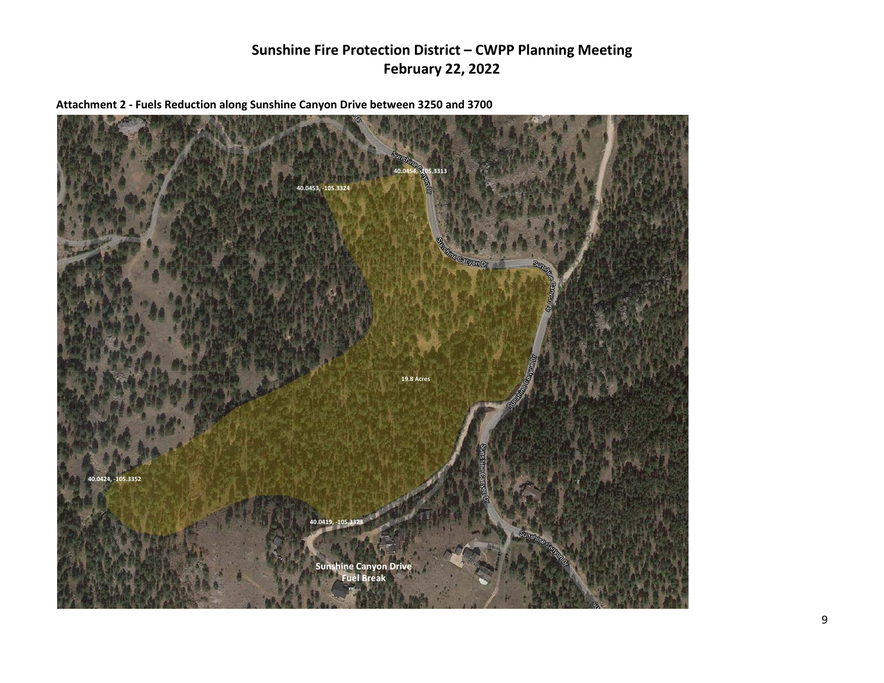# Sunshine Fire Protection District – CWPP Planning Meeting
# February 22, 2022

**Attachment 2 - Fuels Reduction along Sunshine Canyon Drive between 3250 and 3700**

40.0454, -105.3313

40.0453, -105.3324

19.8 Acres

40.0424, -105.3352

40.0419, -105.3323

**Sunshine Canyon Drive Fuel Break**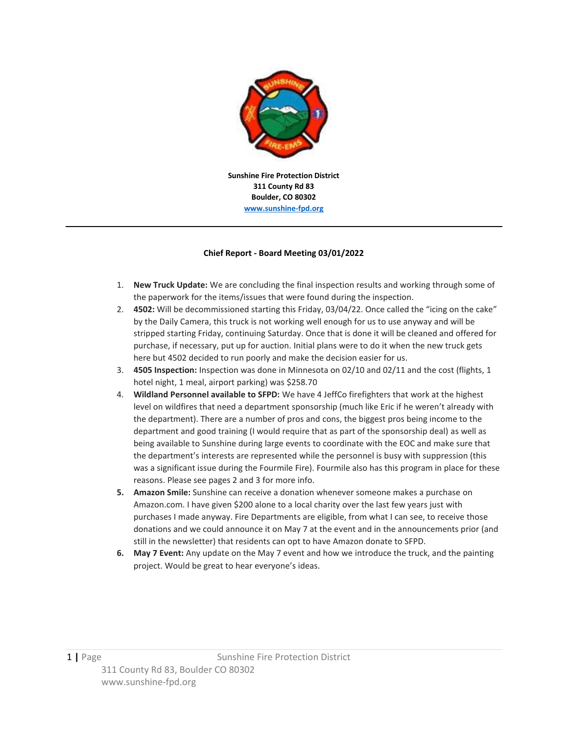**Sunshine Fire Protection District**
**311 County Rd 83**
**Boulder, CO 80302**
**www.sunshine-fpd.org**

---

**Chief Report - Board Meeting 03/01/2022**

1. **New Truck Update:** We are concluding the final inspection results and working through some of the paperwork for the items/issues that were found during the inspection.
2. **4502:** Will be decommissioned starting this Friday, 03/04/22. Once called the "icing on the cake" by the Daily Camera, this truck is not working well enough for us to use anyway and will be stripped starting Friday, continuing Saturday. Once that is done it will be cleaned and offered for purchase, if necessary, put up for auction. Initial plans were to do it when the new truck gets here but 4502 decided to run poorly and make the decision easier for us.
3. **4505 Inspection:** Inspection was done in Minnesota on 02/10 and 02/11 and the cost (flights, 1 hotel night, 1 meal, airport parking) was $258.70
4. **Wildland Personnel available to SFPD:** We have 4 JeffCo firefighters that work at the highest level on wildfires that need a department sponsorship (much like Eric if he weren't already with the department). There are a number of pros and cons, the biggest pros being income to the department and good training (I would require that as part of the sponsorship deal) as well as being available to Sunshine during large events to coordinate with the EOC and make sure that the department's interests are represented while the personnel is busy with suppression (this was a significant issue during the Fourmile Fire). Fourmile also has this program in place for these reasons. Please see pages 2 and 3 for more info.
5. **Amazon Smile:** Sunshine can receive a donation whenever someone makes a purchase on Amazon.com. I have given $200 alone to a local charity over the last few years just with purchases I made anyway. Fire Departments are eligible, from what I can see, to receive those donations and we could announce it on May 7 at the event and in the announcements prior (and still in the newsletter) that residents can opt to have Amazon donate to SFPD.
6. **May 7 Event:** Any update on the May 7 event and how we introduce the truck, and the painting project. Would be great to hear everyone's ideas.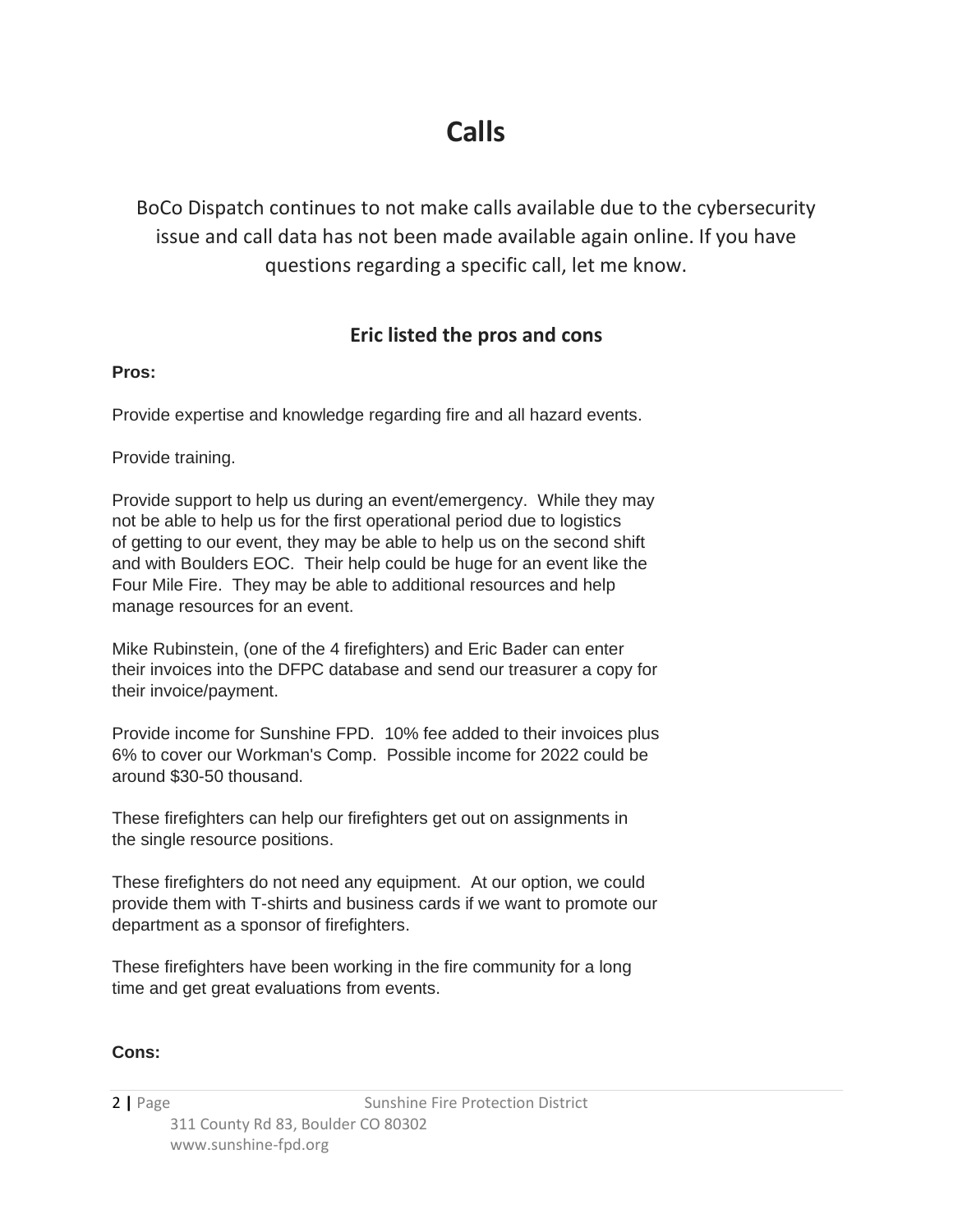# Calls

BoCo Dispatch continues to not make calls available due to the cybersecurity issue and call data has not been made available again online. If you have questions regarding a specific call, let me know.

## Eric listed the pros and cons

**Pros:**

Provide expertise and knowledge regarding fire and all hazard events.

Provide training.

Provide support to help us during an event/emergency. While they may not be able to help us for the first operational period due to logistics of getting to our event, they may be able to help us on the second shift and with Boulders EOC. Their help could be huge for an event like the Four Mile Fire. They may be able to additional resources and help manage resources for an event.

Mike Rubinstein, (one of the 4 firefighters) and Eric Bader can enter their invoices into the DFPC database and send our treasurer a copy for their invoice/payment.

Provide income for Sunshine FPD. 10% fee added to their invoices plus 6% to cover our Workman's Comp. Possible income for 2022 could be around $30-50 thousand.

These firefighters can help our firefighters get out on assignments in the single resource positions.

These firefighters do not need any equipment. At our option, we could provide them with T-shirts and business cards if we want to promote our department as a sponsor of firefighters.

These firefighters have been working in the fire community for a long time and get great evaluations from events.

**Cons:**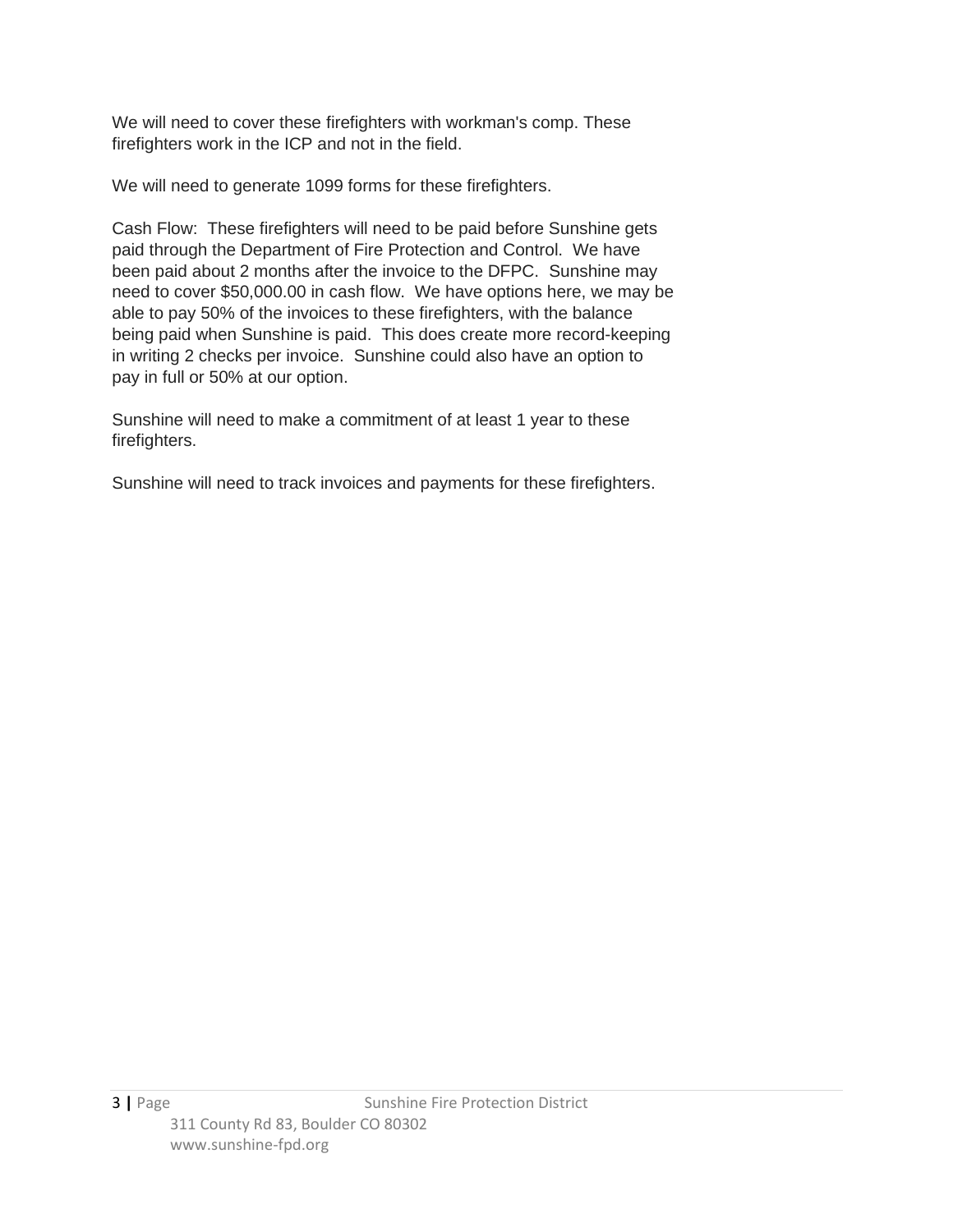We will need to cover these firefighters with workman's comp. These firefighters work in the ICP and not in the field.

We will need to generate 1099 forms for these firefighters.

Cash Flow: These firefighters will need to be paid before Sunshine gets paid through the Department of Fire Protection and Control. We have been paid about 2 months after the invoice to the DFPC. Sunshine may need to cover $50,000.00 in cash flow. We have options here, we may be able to pay 50% of the invoices to these firefighters, with the balance being paid when Sunshine is paid. This does create more record-keeping in writing 2 checks per invoice. Sunshine could also have an option to pay in full or 50% at our option.

Sunshine will need to make a commitment of at least 1 year to these firefighters.

Sunshine will need to track invoices and payments for these firefighters.